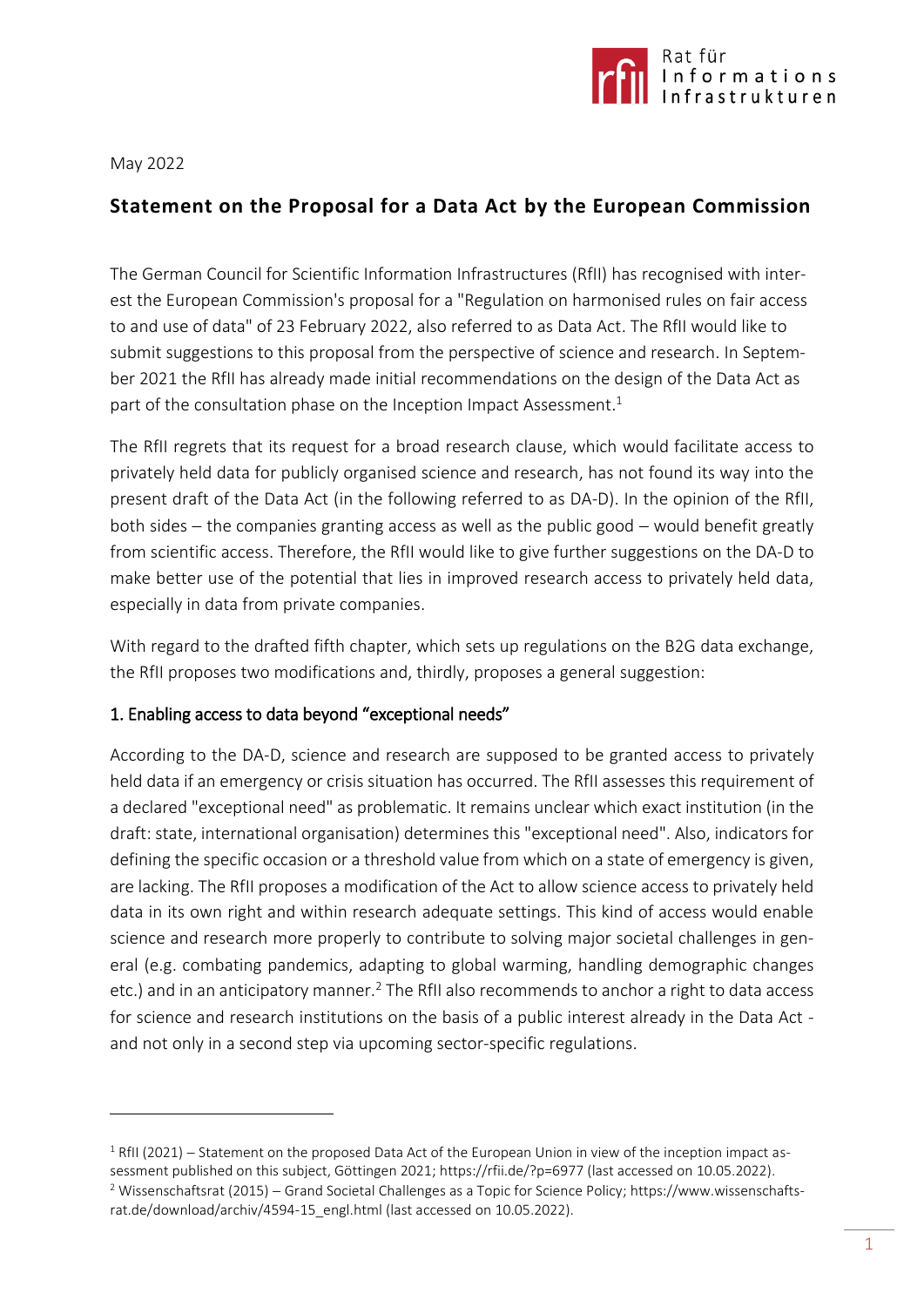May 2022

## Statement on the Proposal for a Data Act by the European Commission

The German Council for Scientific Information Infrastructures (RfII) has recognised with interest the European Commission's proposal for a "Regulation on harmonised rules on fair access to and use of data" of 23 February 2022, also referred to as Data Act. The RfII would like to submit suggestions to this proposal from the perspective of science and research. In September 2021 the RfII has already made initial recommendations on the design of the Data Act as part of the consultation phase on the Inception Impact Assessment.[1]

The RfII regrets that its request for a broad research clause, which would facilitate access to privately held data for publicly organised science and research, has not found its way into the present draft of the Data Act (in the following referred to as DA-D). In the opinion of the RfII, both sides – the companies granting access as well as the public good – would benefit greatly from scientific access. Therefore, the RfII would like to give further suggestions on the DA-D to make better use of the potential that lies in improved research access to privately held data, especially in data from private companies.

With regard to the drafted fifth chapter, which sets up regulations on the B2G data exchange, the RfII proposes two modifications and, thirdly, proposes a general suggestion:

### 1. Enabling access to data beyond "exceptional needs"

According to the DA-D, science and research are supposed to be granted access to privately held data if an emergency or crisis situation has occurred. The RfII assesses this requirement of a declared "exceptional need" as problematic. It remains unclear which exact institution (in the draft: state, international organisation) determines this "exceptional need". Also, indicators for defining the specific occasion or a threshold value from which on a state of emergency is given, are lacking. The RfII proposes a modification of the Act to allow science access to privately held data in its own right and within research adequate settings. This kind of access would enable science and research more properly to contribute to solving major societal challenges in general (e.g. combating pandemics, adapting to global warming, handling demographic changes etc.) and in an anticipatory manner.[2] The RfII also recommends to anchor a right to data access for science and research institutions on the basis of a public interest already in the Data Act - and not only in a second step via upcoming sector-specific regulations.

---

[1] RfII (2021) – Statement on the proposed Data Act of the European Union in view of the inception impact assessment published on this subject, Göttingen 2021; https://rfii.de/?p=6977 (last accessed on 10.05.2022).

[2] Wissenschaftsrat (2015) – Grand Societal Challenges as a Topic for Science Policy; https://www.wissenschaftsrat.de/download/archiv/4594-15_engl.html (last accessed on 10.05.2022).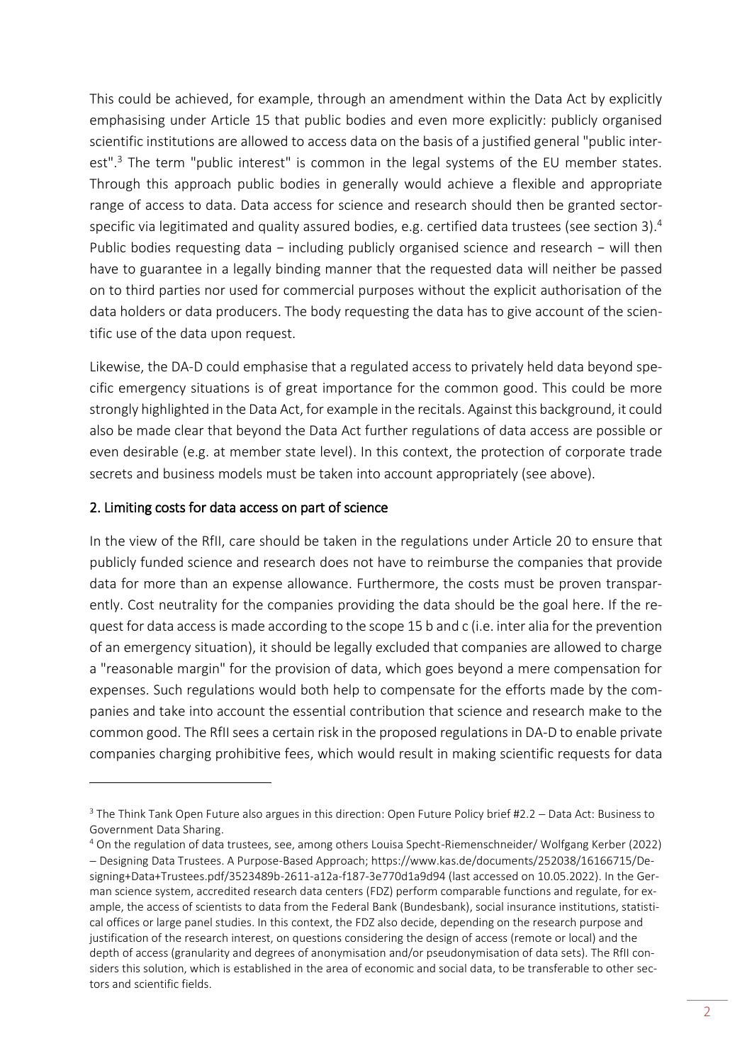This could be achieved, for example, through an amendment within the Data Act by explicitly emphasising under Article 15 that public bodies and even more explicitly: publicly organised scientific institutions are allowed to access data on the basis of a justified general "public interest".[3] The term "public interest" is common in the legal systems of the EU member states. Through this approach public bodies in generally would achieve a flexible and appropriate range of access to data. Data access for science and research should then be granted sector-specific via legitimated and quality assured bodies, e.g. certified data trustees (see section 3).[4] Public bodies requesting data − including publicly organised science and research − will then have to guarantee in a legally binding manner that the requested data will neither be passed on to third parties nor used for commercial purposes without the explicit authorisation of the data holders or data producers. The body requesting the data has to give account of the scientific use of the data upon request.

Likewise, the DA-D could emphasise that a regulated access to privately held data beyond specific emergency situations is of great importance for the common good. This could be more strongly highlighted in the Data Act, for example in the recitals. Against this background, it could also be made clear that beyond the Data Act further regulations of data access are possible or even desirable (e.g. at member state level). In this context, the protection of corporate trade secrets and business models must be taken into account appropriately (see above).

## 2. Limiting costs for data access on part of science

In the view of the RfII, care should be taken in the regulations under Article 20 to ensure that publicly funded science and research does not have to reimburse the companies that provide data for more than an expense allowance. Furthermore, the costs must be proven transparently. Cost neutrality for the companies providing the data should be the goal here. If the request for data access is made according to the scope 15 b and c (i.e. inter alia for the prevention of an emergency situation), it should be legally excluded that companies are allowed to charge a "reasonable margin" for the provision of data, which goes beyond a mere compensation for expenses. Such regulations would both help to compensate for the efforts made by the companies and take into account the essential contribution that science and research make to the common good. The RfII sees a certain risk in the proposed regulations in DA-D to enable private companies charging prohibitive fees, which would result in making scientific requests for data

---

[3] The Think Tank Open Future also argues in this direction: Open Future Policy brief #2.2 – Data Act: Business to Government Data Sharing.

[4] On the regulation of data trustees, see, among others Louisa Specht-Riemenschneider/ Wolfgang Kerber (2022) – Designing Data Trustees. A Purpose-Based Approach; https://www.kas.de/documents/252038/16166715/Designing+Data+Trustees.pdf/3523489b-2611-a12a-f187-3e770d1a9d94 (last accessed on 10.05.2022). In the German science system, accredited research data centers (FDZ) perform comparable functions and regulate, for example, the access of scientists to data from the Federal Bank (Bundesbank), social insurance institutions, statistical offices or large panel studies. In this context, the FDZ also decide, depending on the research purpose and justification of the research interest, on questions considering the design of access (remote or local) and the depth of access (granularity and degrees of anonymisation and/or pseudonymisation of data sets). The RfII considers this solution, which is established in the area of economic and social data, to be transferable to other sectors and scientific fields.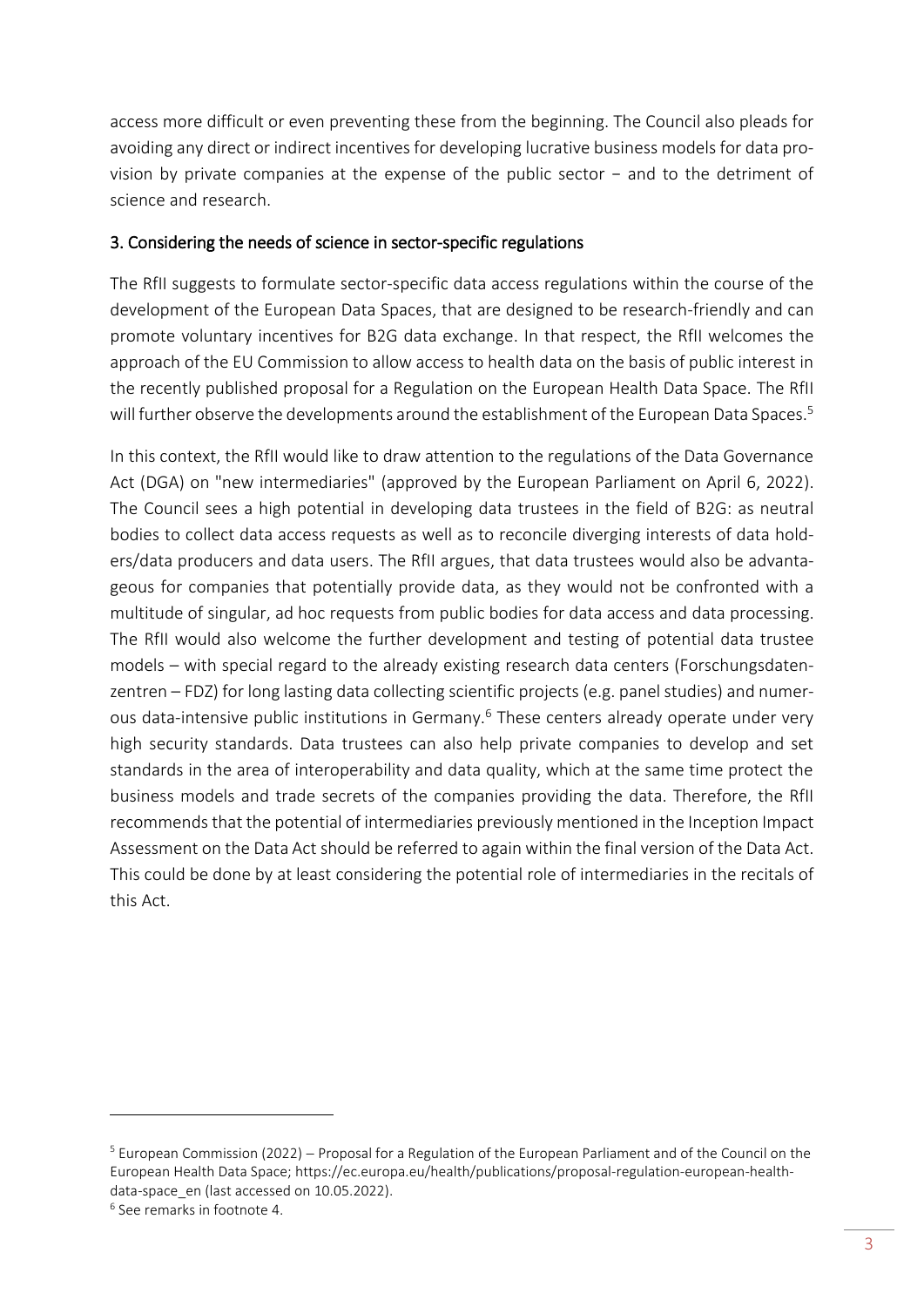access more difficult or even preventing these from the beginning. The Council also pleads for avoiding any direct or indirect incentives for developing lucrative business models for data provision by private companies at the expense of the public sector − and to the detriment of science and research.

### 3. Considering the needs of science in sector-specific regulations

The RfII suggests to formulate sector-specific data access regulations within the course of the development of the European Data Spaces, that are designed to be research-friendly and can promote voluntary incentives for B2G data exchange. In that respect, the RfII welcomes the approach of the EU Commission to allow access to health data on the basis of public interest in the recently published proposal for a Regulation on the European Health Data Space. The RfII will further observe the developments around the establishment of the European Data Spaces.[5]

In this context, the RfII would like to draw attention to the regulations of the Data Governance Act (DGA) on "new intermediaries" (approved by the European Parliament on April 6, 2022). The Council sees a high potential in developing data trustees in the field of B2G: as neutral bodies to collect data access requests as well as to reconcile diverging interests of data holders/data producers and data users. The RfII argues, that data trustees would also be advantageous for companies that potentially provide data, as they would not be confronted with a multitude of singular, ad hoc requests from public bodies for data access and data processing. The RfII would also welcome the further development and testing of potential data trustee models – with special regard to the already existing research data centers (Forschungsdatenzentren – FDZ) for long lasting data collecting scientific projects (e.g. panel studies) and numerous data-intensive public institutions in Germany.[6] These centers already operate under very high security standards. Data trustees can also help private companies to develop and set standards in the area of interoperability and data quality, which at the same time protect the business models and trade secrets of the companies providing the data. Therefore, the RfII recommends that the potential of intermediaries previously mentioned in the Inception Impact Assessment on the Data Act should be referred to again within the final version of the Data Act. This could be done by at least considering the potential role of intermediaries in the recitals of this Act.

---

[5] European Commission (2022) – Proposal for a Regulation of the European Parliament and of the Council on the European Health Data Space; https://ec.europa.eu/health/publications/proposal-regulation-european-health-data-space_en (last accessed on 10.05.2022).

[6] See remarks in footnote 4.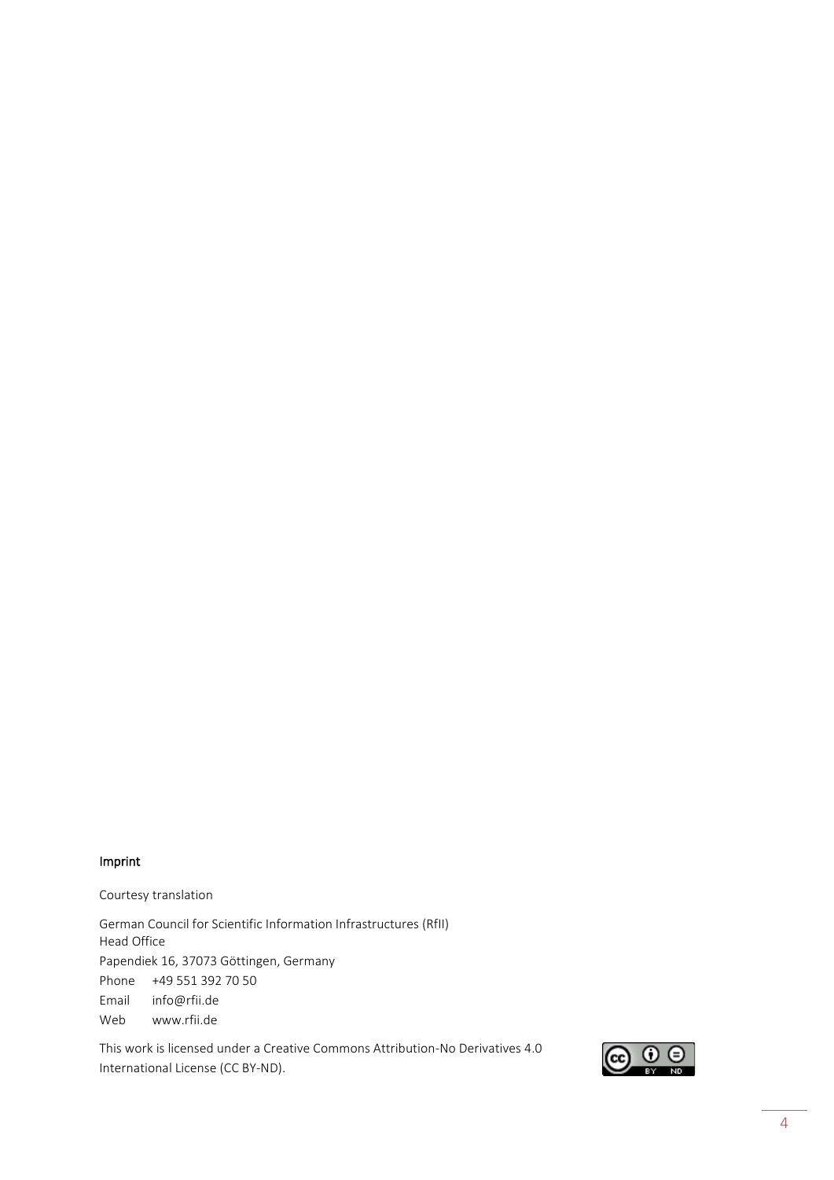**Imprint**

Courtesy translation

German Council for Scientific Information Infrastructures (RfII)
Head Office
Papendiek 16, 37073 Göttingen, Germany

Phone +49 551 392 70 50
Email info@rfii.de
Web www.rfii.de

This work is licensed under a Creative Commons Attribution-No Derivatives 4.0 International License (CC BY-ND).